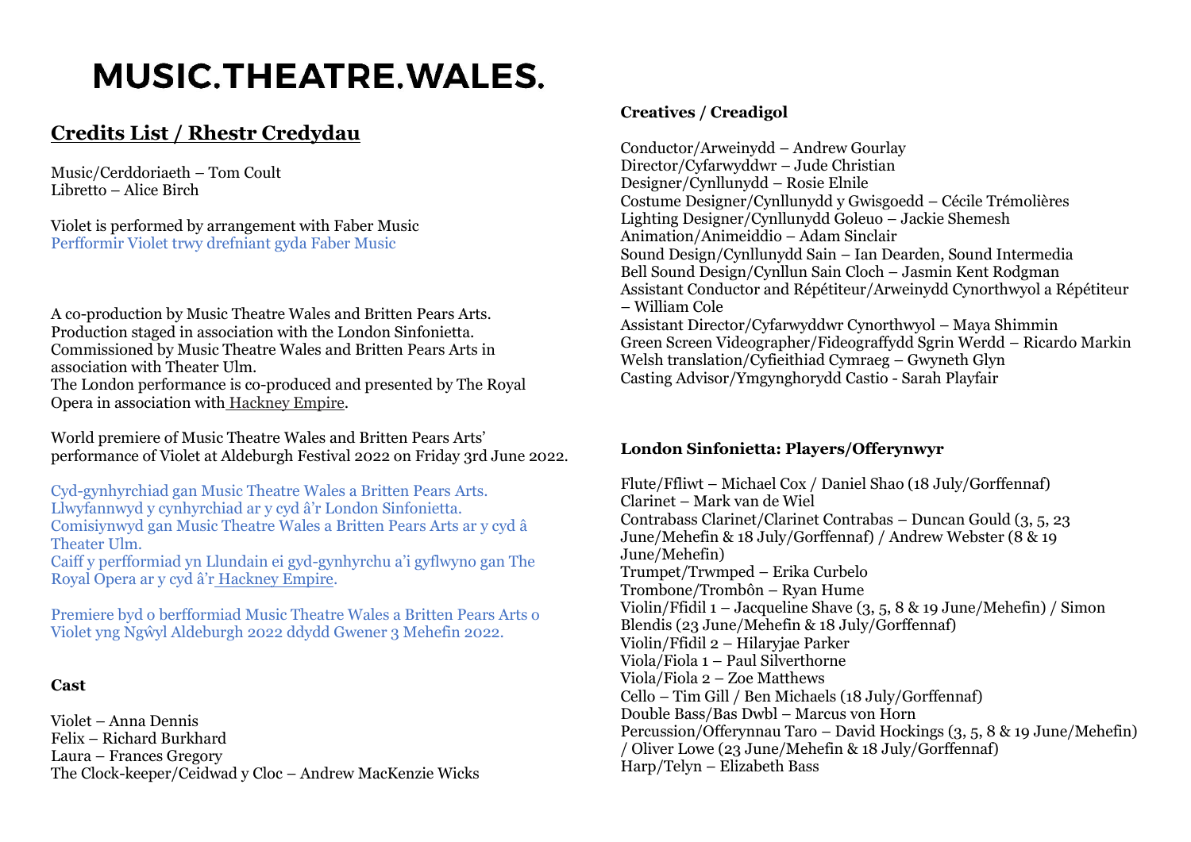# MUSIC.THEATRE.WALES.

## Credits List / Rhestr Credydau

Music/Cerddoriaeth – Tom Coult
Libretto – Alice Birch

Violet is performed by arrangement with Faber Music
Perfformir Violet trwy drefniant gyda Faber Music

A co-production by Music Theatre Wales and Britten Pears Arts.
Production staged in association with the London Sinfonietta.
Commissioned by Music Theatre Wales and Britten Pears Arts in association with Theater Ulm.
The London performance is co-produced and presented by The Royal Opera in association with Hackney Empire.

World premiere of Music Theatre Wales and Britten Pears Arts' performance of Violet at Aldeburgh Festival 2022 on Friday 3rd June 2022.

Cyd-gynhyrchiad gan Music Theatre Wales a Britten Pears Arts.
Llwyfannwyd y cynhyrchiad ar y cyd â'r London Sinfonietta.
Comisiynwyd gan Music Theatre Wales a Britten Pears Arts ar y cyd â Theater Ulm.
Caiff y perfformiad yn Llundain ei gyd-gynhyrchu a'i gyflwyno gan The Royal Opera ar y cyd â'r Hackney Empire.

Premiere byd o berfformiad Music Theatre Wales a Britten Pears Arts o Violet yng Ngŵyl Aldeburgh 2022 ddydd Gwener 3 Mehefin 2022.

**Cast**

Violet – Anna Dennis
Felix – Richard Burkhard
Laura – Frances Gregory
The Clock-keeper/Ceidwad y Cloc – Andrew MacKenzie Wicks

**Creatives / Creadigol**

Conductor/Arweinydd – Andrew Gourlay
Director/Cyfarwyddwr – Jude Christian
Designer/Cynllunydd – Rosie Elnile
Costume Designer/Cynllunydd y Gwisgoedd – Cécile Trémolières
Lighting Designer/Cynllunydd Goleuo – Jackie Shemesh
Animation/Animeiddio – Adam Sinclair
Sound Design/Cynllunydd Sain – Ian Dearden, Sound Intermedia
Bell Sound Design/Cynllun Sain Cloch – Jasmin Kent Rodgman
Assistant Conductor and Répétiteur/Arweinydd Cynorthwyol a Répétiteur – William Cole
Assistant Director/Cyfarwyddwr Cynorthwyol – Maya Shimmin
Green Screen Videographer/Fideograffydd Sgrin Werdd – Ricardo Markin
Welsh translation/Cyfieithiad Cymraeg – Gwyneth Glyn
Casting Advisor/Ymgynghorydd Castio - Sarah Playfair

**London Sinfonietta: Players/Offerynwyr**

Flute/Ffliwt – Michael Cox / Daniel Shao (18 July/Gorffennaf)
Clarinet – Mark van de Wiel
Contrabass Clarinet/Clarinet Contrabas – Duncan Gould (3, 5, 23 June/Mehefin & 18 July/Gorffennaf) / Andrew Webster (8 & 19 June/Mehefin)
Trumpet/Trwmped – Erika Curbelo
Trombone/Trombôn – Ryan Hume
Violin/Ffidil 1 – Jacqueline Shave (3, 5, 8 & 19 June/Mehefin) / Simon Blendis (23 June/Mehefin & 18 July/Gorffennaf)
Violin/Ffidil 2 – Hilaryjae Parker
Viola/Fiola 1 – Paul Silverthorne
Viola/Fiola 2 – Zoe Matthews
Cello – Tim Gill / Ben Michaels (18 July/Gorffennaf)
Double Bass/Bas Dwbl – Marcus von Horn
Percussion/Offerynnau Taro – David Hockings (3, 5, 8 & 19 June/Mehefin) / Oliver Lowe (23 June/Mehefin & 18 July/Gorffennaf)
Harp/Telyn – Elizabeth Bass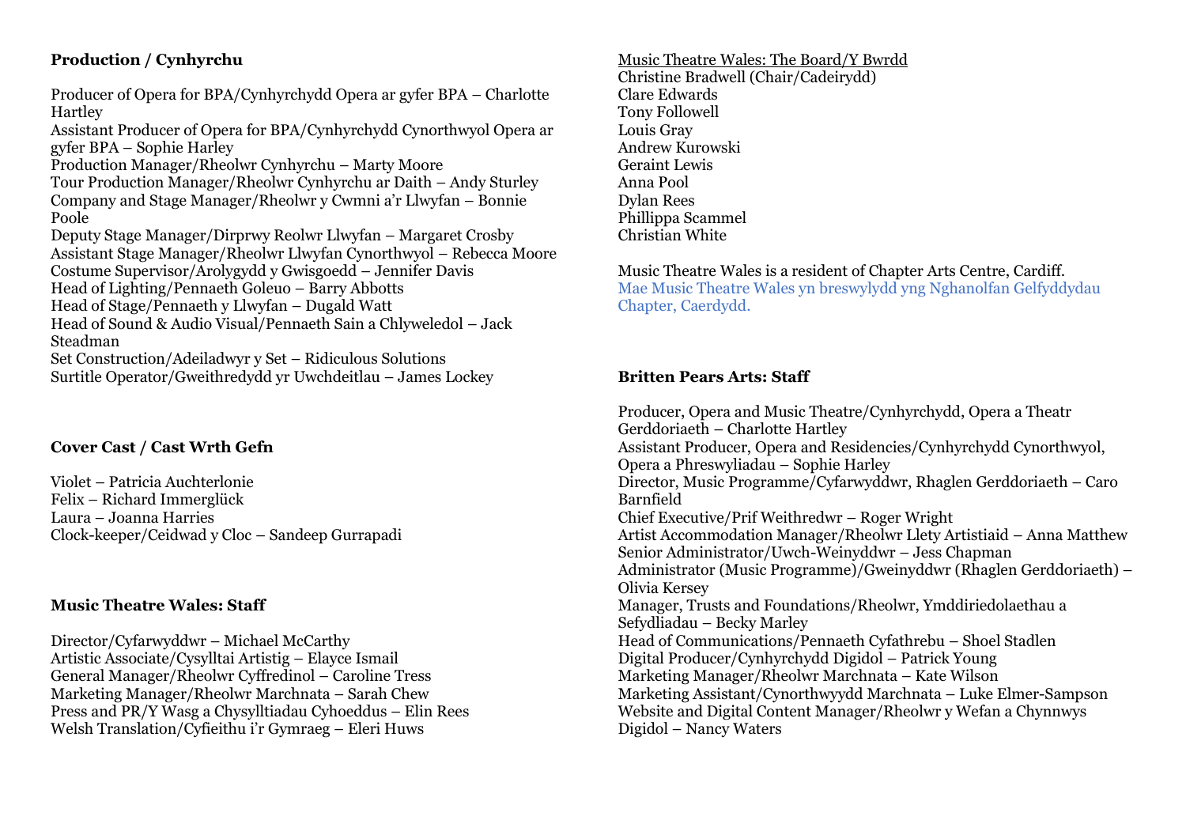**Production / Cynhyrchu**

Producer of Opera for BPA/Cynhyrchydd Opera ar gyfer BPA – Charlotte Hartley
Assistant Producer of Opera for BPA/Cynhyrchydd Cynorthwyol Opera ar gyfer BPA – Sophie Harley
Production Manager/Rheolwr Cynhyrchu – Marty Moore
Tour Production Manager/Rheolwr Cynhyrchu ar Daith – Andy Sturley
Company and Stage Manager/Rheolwr y Cwmni a'r Llwyfan – Bonnie Poole
Deputy Stage Manager/Dirprwy Reolwr Llwyfan – Margaret Crosby
Assistant Stage Manager/Rheolwr Llwyfan Cynorthwyol – Rebecca Moore
Costume Supervisor/Arolygydd y Gwisgoedd – Jennifer Davis
Head of Lighting/Pennaeth Goleuo – Barry Abbotts
Head of Stage/Pennaeth y Llwyfan – Dugald Watt
Head of Sound & Audio Visual/Pennaeth Sain a Chlyweledol – Jack Steadman
Set Construction/Adeiladwyr y Set – Ridiculous Solutions
Surtitle Operator/Gweithredydd yr Uwchdeitlau – James Lockey

**Cover Cast / Cast Wrth Gefn**

Violet – Patricia Auchterlonie
Felix – Richard Immerglück
Laura – Joanna Harries
Clock-keeper/Ceidwad y Cloc – Sandeep Gurrapadi

**Music Theatre Wales: Staff**

Director/Cyfarwyddwr – Michael McCarthy
Artistic Associate/Cysylltai Artistig – Elayce Ismail
General Manager/Rheolwr Cyffredinol – Caroline Tress
Marketing Manager/Rheolwr Marchnata – Sarah Chew
Press and PR/Y Wasg a Chysylltiadau Cyhoeddus – Elin Rees
Welsh Translation/Cyfieithu i'r Gymraeg – Eleri Huws

Music Theatre Wales: The Board/Y Bwrdd
Christine Bradwell (Chair/Cadeirydd)
Clare Edwards
Tony Followell
Louis Gray
Andrew Kurowski
Geraint Lewis
Anna Pool
Dylan Rees
Phillippa Scammel
Christian White

Music Theatre Wales is a resident of Chapter Arts Centre, Cardiff.
Mae Music Theatre Wales yn breswylydd yng Nghanolfan Gelfyddydau Chapter, Caerdydd.

**Britten Pears Arts: Staff**

Producer, Opera and Music Theatre/Cynhyrchydd, Opera a Theatr Gerddoriaeth – Charlotte Hartley
Assistant Producer, Opera and Residencies/Cynhyrchydd Cynorthwyol, Opera a Phreswyliadau – Sophie Harley
Director, Music Programme/Cyfarwyddwr, Rhaglen Gerddoriaeth – Caro Barnfield
Chief Executive/Prif Weithredwr – Roger Wright
Artist Accommodation Manager/Rheolwr Llety Artistiaid – Anna Matthew
Senior Administrator/Uwch-Weinyddwr – Jess Chapman
Administrator (Music Programme)/Gweinyddwr (Rhaglen Gerddoriaeth) – Olivia Kersey
Manager, Trusts and Foundations/Rheolwr, Ymddiriedolaethau a Sefydliadau – Becky Marley
Head of Communications/Pennaeth Cyfathrebu – Shoel Stadlen
Digital Producer/Cynhyrchydd Digidol – Patrick Young
Marketing Manager/Rheolwr Marchnata – Kate Wilson
Marketing Assistant/Cynorthwyydd Marchnata – Luke Elmer-Sampson
Website and Digital Content Manager/Rheolwr y Wefan a Chynnwys Digidol – Nancy Waters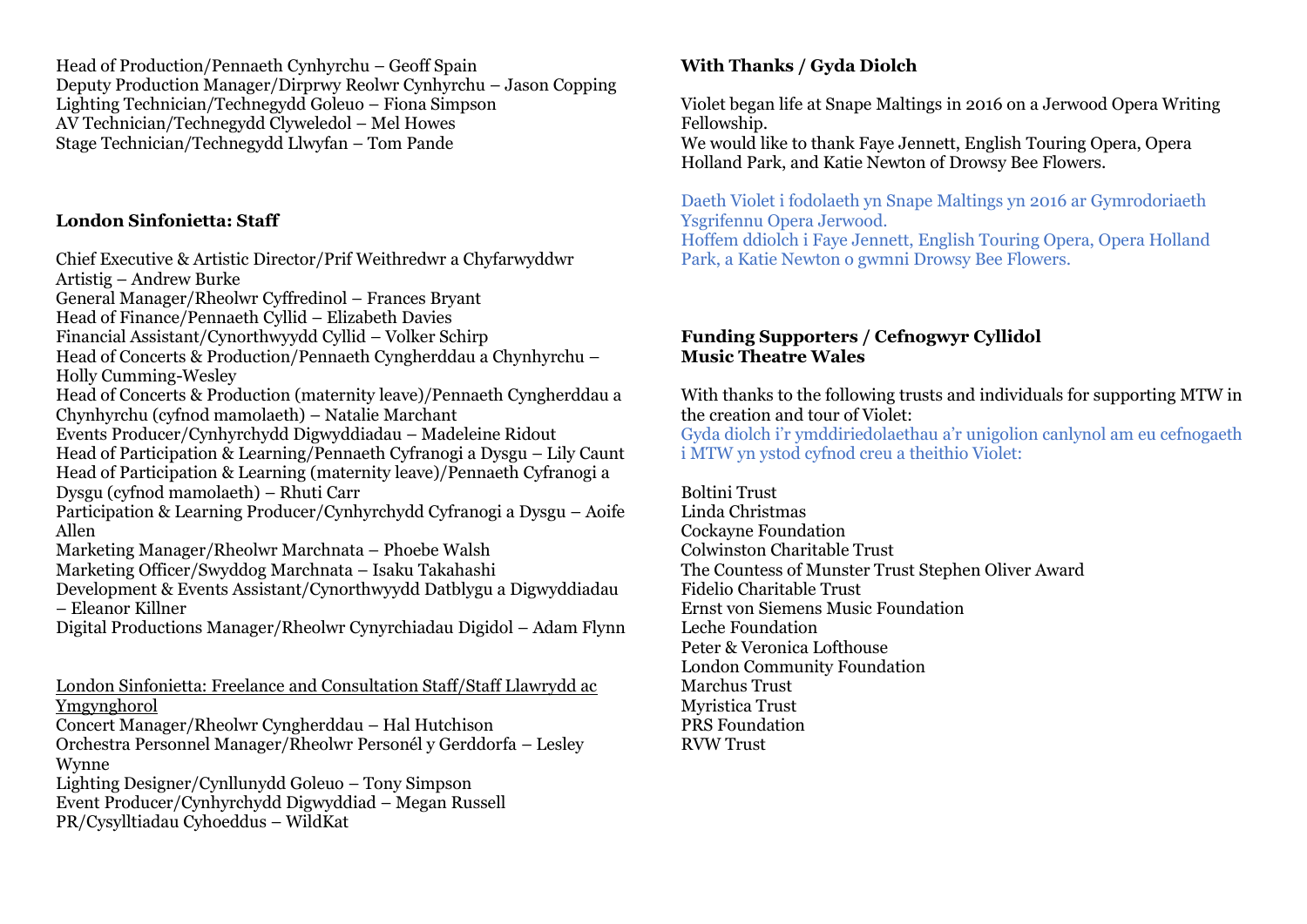Head of Production/Pennaeth Cynhyrchu – Geoff Spain
Deputy Production Manager/Dirprwy Reolwr Cynhyrchu – Jason Copping
Lighting Technician/Technegydd Goleuo – Fiona Simpson
AV Technician/Technegydd Clyweledol – Mel Howes
Stage Technician/Technegydd Llwyfan – Tom Pande

**London Sinfonietta: Staff**

Chief Executive & Artistic Director/Prif Weithredwr a Chyfarwyddwr Artistig – Andrew Burke
General Manager/Rheolwr Cyffredinol – Frances Bryant
Head of Finance/Pennaeth Cyllid – Elizabeth Davies
Financial Assistant/Cynorthwyydd Cyllid – Volker Schirp
Head of Concerts & Production/Pennaeth Cyngherddau a Chynhyrchu – Holly Cumming-Wesley
Head of Concerts & Production (maternity leave)/Pennaeth Cyngherddau a Chynhyrchu (cyfnod mamolaeth) – Natalie Marchant
Events Producer/Cynhyrchydd Digwyddiadau – Madeleine Ridout
Head of Participation & Learning/Pennaeth Cyfranogi a Dysgu – Lily Caunt
Head of Participation & Learning (maternity leave)/Pennaeth Cyfranogi a Dysgu (cyfnod mamolaeth) – Rhuti Carr
Participation & Learning Producer/Cynhyrchydd Cyfranogi a Dysgu – Aoife Allen
Marketing Manager/Rheolwr Marchnata – Phoebe Walsh
Marketing Officer/Swyddog Marchnata – Isaku Takahashi
Development & Events Assistant/Cynorthwyydd Datblygu a Digwyddiadau – Eleanor Killner
Digital Productions Manager/Rheolwr Cynyrchiadau Digidol – Adam Flynn

London Sinfonietta: Freelance and Consultation Staff/Staff Llawrydd ac Ymgynghorol
Concert Manager/Rheolwr Cyngherddau – Hal Hutchison
Orchestra Personnel Manager/Rheolwr Personél y Gerddorfa – Lesley Wynne
Lighting Designer/Cynllunydd Goleuo – Tony Simpson
Event Producer/Cynhyrchydd Digwyddiad – Megan Russell
PR/Cysylltiadau Cyhoeddus – WildKat

**With Thanks / Gyda Diolch**

Violet began life at Snape Maltings in 2016 on a Jerwood Opera Writing Fellowship.
We would like to thank Faye Jennett, English Touring Opera, Opera Holland Park, and Katie Newton of Drowsy Bee Flowers.

Daeth Violet i fodolaeth yn Snape Maltings yn 2016 ar Gymrodoriaeth Ysgrifennu Opera Jerwood.
Hoffem ddiolch i Faye Jennett, English Touring Opera, Opera Holland Park, a Katie Newton o gwmni Drowsy Bee Flowers.

**Funding Supporters / Cefnogwyr Cyllidol**
**Music Theatre Wales**

With thanks to the following trusts and individuals for supporting MTW in the creation and tour of Violet:
Gyda diolch i'r ymddiriedolaethau a'r unigolion canlynol am eu cefnogaeth i MTW yn ystod cyfnod creu a theithio Violet:

Boltini Trust
Linda Christmas
Cockayne Foundation
Colwinston Charitable Trust
The Countess of Munster Trust Stephen Oliver Award
Fidelio Charitable Trust
Ernst von Siemens Music Foundation
Leche Foundation
Peter & Veronica Lofthouse
London Community Foundation
Marchus Trust
Myristica Trust
PRS Foundation
RVW Trust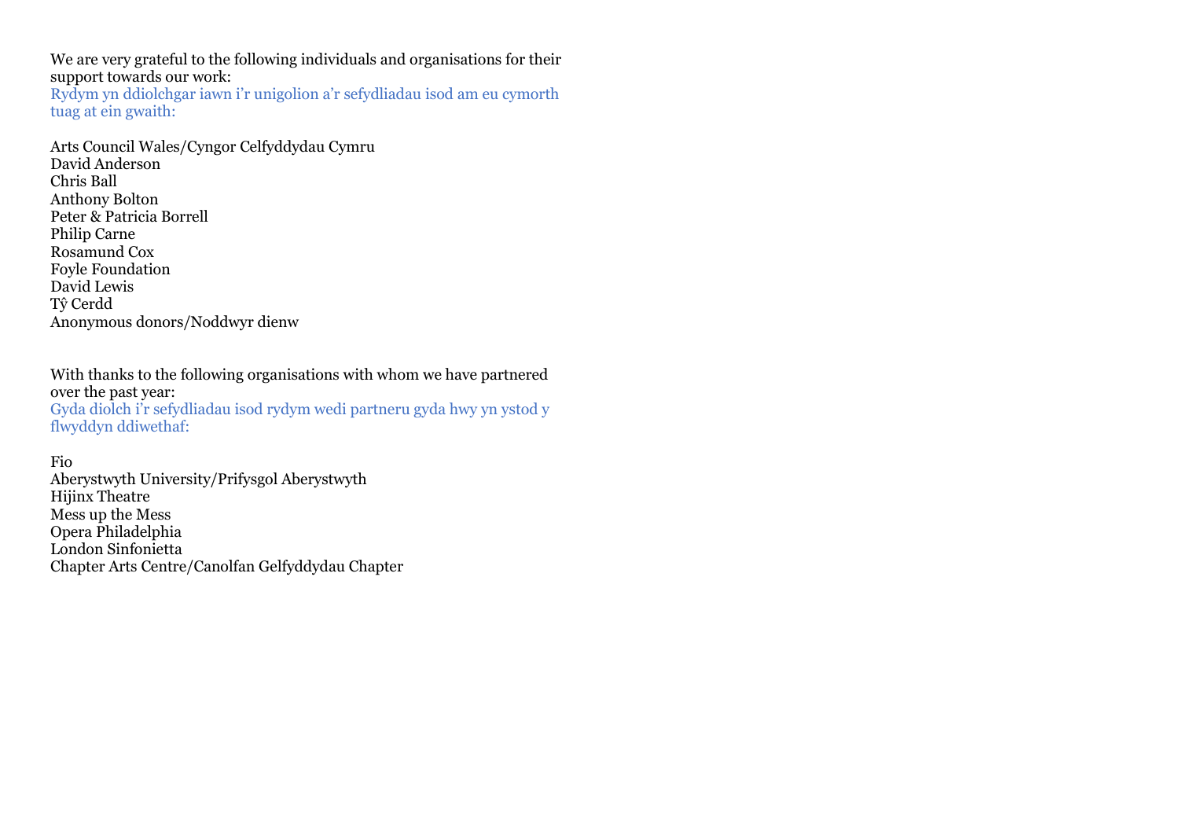We are very grateful to the following individuals and organisations for their support towards our work:
Rydym yn ddiolchgar iawn i'r unigolion a'r sefydliadau isod am eu cymorth tuag at ein gwaith:

Arts Council Wales/Cyngor Celfyddydau Cymru
David Anderson
Chris Ball
Anthony Bolton
Peter & Patricia Borrell
Philip Carne
Rosamund Cox
Foyle Foundation
David Lewis
Tŷ Cerdd
Anonymous donors/Noddwyr dienw

With thanks to the following organisations with whom we have partnered over the past year:
Gyda diolch i'r sefydliadau isod rydym wedi partneru gyda hwy yn ystod y flwyddyn ddiwethaf:

Fio
Aberystwyth University/Prifysgol Aberystwyth
Hijinx Theatre
Mess up the Mess
Opera Philadelphia
London Sinfonietta
Chapter Arts Centre/Canolfan Gelfyddydau Chapter